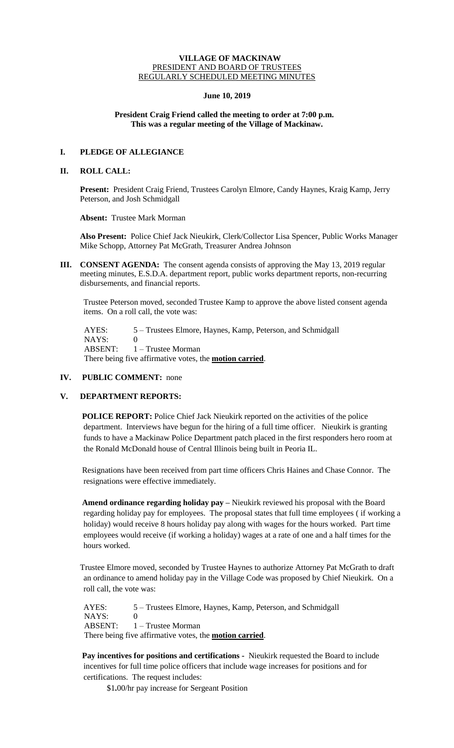**VILLAGE OF MACKINAW**
PRESIDENT AND BOARD OF TRUSTEES
REGULARLY SCHEDULED MEETING MINUTES

**June 10, 2019**

**President Craig Friend called the meeting to order at 7:00 p.m.**
**This was a regular meeting of the Village of Mackinaw.**

## I. PLEDGE OF ALLEGIANCE

## II. ROLL CALL:

**Present:** President Craig Friend, Trustees Carolyn Elmore, Candy Haynes, Kraig Kamp, Jerry Peterson, and Josh Schmidgall

**Absent:** Trustee Mark Morman

**Also Present:** Police Chief Jack Nieukirk, Clerk/Collector Lisa Spencer, Public Works Manager Mike Schopp, Attorney Pat McGrath, Treasurer Andrea Johnson

## III. CONSENT AGENDA:

The consent agenda consists of approving the May 13, 2019 regular meeting minutes, E.S.D.A. department report, public works department reports, non-recurring disbursements, and financial reports.

Trustee Peterson moved, seconded Trustee Kamp to approve the above listed consent agenda items. On a roll call, the vote was:

AYES: 5 – Trustees Elmore, Haynes, Kamp, Peterson, and Schmidgall
NAYS: 0
ABSENT: 1 – Trustee Morman
There being five affirmative votes, the **motion carried**.

## IV. PUBLIC COMMENT: none

## V. DEPARTMENT REPORTS:

**POLICE REPORT:** Police Chief Jack Nieukirk reported on the activities of the police department. Interviews have begun for the hiring of a full time officer. Nieukirk is granting funds to have a Mackinaw Police Department patch placed in the first responders hero room at the Ronald McDonald house of Central Illinois being built in Peoria IL.

Resignations have been received from part time officers Chris Haines and Chase Connor. The resignations were effective immediately.

**Amend ordinance regarding holiday pay –** Nieukirk reviewed his proposal with the Board regarding holiday pay for employees. The proposal states that full time employees ( if working a holiday) would receive 8 hours holiday pay along with wages for the hours worked. Part time employees would receive (if working a holiday) wages at a rate of one and a half times for the hours worked.

Trustee Elmore moved, seconded by Trustee Haynes to authorize Attorney Pat McGrath to draft an ordinance to amend holiday pay in the Village Code was proposed by Chief Nieukirk. On a roll call, the vote was:

AYES: 5 – Trustees Elmore, Haynes, Kamp, Peterson, and Schmidgall
NAYS: 0
ABSENT: 1 – Trustee Morman
There being five affirmative votes, the **motion carried**.

**Pay incentives for positions and certifications -** Nieukirk requested the Board to include incentives for full time police officers that include wage increases for positions and for certifications. The request includes:

$1.00/hr pay increase for Sergeant Position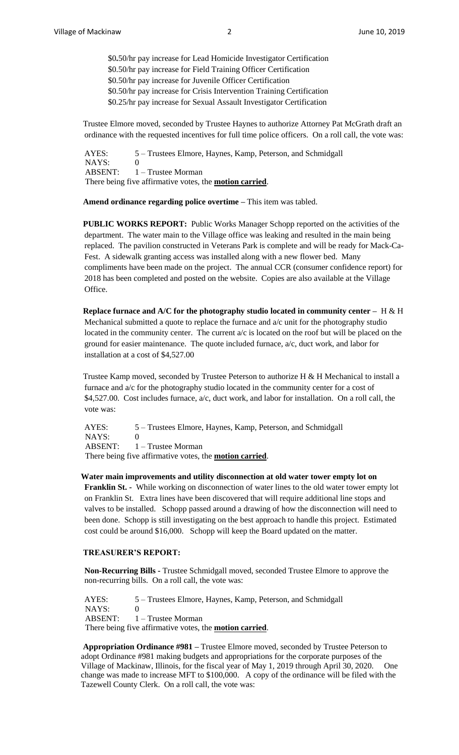$0.50/hr pay increase for Lead Homicide Investigator Certification
$0.50/hr pay increase for Field Training Officer Certification
$0.50/hr pay increase for Juvenile Officer Certification
$0.50/hr pay increase for Crisis Intervention Training Certification
$0.25/hr pay increase for Sexual Assault Investigator Certification

Trustee Elmore moved, seconded by Trustee Haynes to authorize Attorney Pat McGrath draft an ordinance with the requested incentives for full time police officers. On a roll call, the vote was:

AYES: 5 – Trustees Elmore, Haynes, Kamp, Peterson, and Schmidgall
NAYS: 0
ABSENT: 1 – Trustee Morman
There being five affirmative votes, the **motion carried**.

**Amend ordinance regarding police overtime –** This item was tabled.

**PUBLIC WORKS REPORT:** Public Works Manager Schopp reported on the activities of the department. The water main to the Village office was leaking and resulted in the main being replaced. The pavilion constructed in Veterans Park is complete and will be ready for Mack-Ca-Fest. A sidewalk granting access was installed along with a new flower bed. Many compliments have been made on the project. The annual CCR (consumer confidence report) for 2018 has been completed and posted on the website. Copies are also available at the Village Office.

**Replace furnace and A/C for the photography studio located in community center –** H & H Mechanical submitted a quote to replace the furnace and a/c unit for the photography studio located in the community center. The current a/c is located on the roof but will be placed on the ground for easier maintenance. The quote included furnace, a/c, duct work, and labor for installation at a cost of $4,527.00

Trustee Kamp moved, seconded by Trustee Peterson to authorize H & H Mechanical to install a furnace and a/c for the photography studio located in the community center for a cost of $4,527.00. Cost includes furnace, a/c, duct work, and labor for installation. On a roll call, the vote was:

AYES: 5 – Trustees Elmore, Haynes, Kamp, Peterson, and Schmidgall
NAYS: 0
ABSENT: 1 – Trustee Morman
There being five affirmative votes, the **motion carried**.

**Water main improvements and utility disconnection at old water tower empty lot on Franklin St. -** While working on disconnection of water lines to the old water tower empty lot on Franklin St. Extra lines have been discovered that will require additional line stops and valves to be installed. Schopp passed around a drawing of how the disconnection will need to been done. Schopp is still investigating on the best approach to handle this project. Estimated cost could be around $16,000. Schopp will keep the Board updated on the matter.

**TREASURER'S REPORT:**

**Non-Recurring Bills -** Trustee Schmidgall moved, seconded Trustee Elmore to approve the non-recurring bills. On a roll call, the vote was:

AYES: 5 – Trustees Elmore, Haynes, Kamp, Peterson, and Schmidgall
NAYS: 0
ABSENT: 1 – Trustee Morman
There being five affirmative votes, the **motion carried**.

**Appropriation Ordinance #981 –** Trustee Elmore moved, seconded by Trustee Peterson to adopt Ordinance #981 making budgets and appropriations for the corporate purposes of the Village of Mackinaw, Illinois, for the fiscal year of May 1, 2019 through April 30, 2020. One change was made to increase MFT to $100,000. A copy of the ordinance will be filed with the Tazewell County Clerk. On a roll call, the vote was: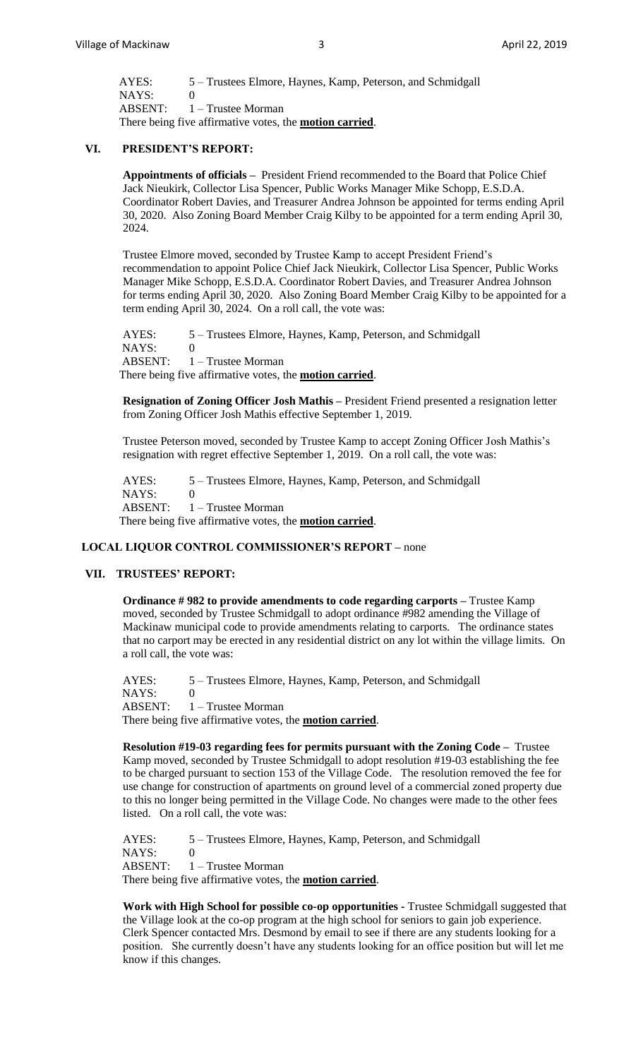AYES: 5 – Trustees Elmore, Haynes, Kamp, Peterson, and Schmidgall
NAYS: 0
ABSENT: 1 – Trustee Morman
There being five affirmative votes, the **motion carried**.

## VI. PRESIDENT'S REPORT:

**Appointments of officials –** President Friend recommended to the Board that Police Chief Jack Nieukirk, Collector Lisa Spencer, Public Works Manager Mike Schopp, E.S.D.A. Coordinator Robert Davies, and Treasurer Andrea Johnson be appointed for terms ending April 30, 2020. Also Zoning Board Member Craig Kilby to be appointed for a term ending April 30, 2024.

Trustee Elmore moved, seconded by Trustee Kamp to accept President Friend's recommendation to appoint Police Chief Jack Nieukirk, Collector Lisa Spencer, Public Works Manager Mike Schopp, E.S.D.A. Coordinator Robert Davies, and Treasurer Andrea Johnson for terms ending April 30, 2020. Also Zoning Board Member Craig Kilby to be appointed for a term ending April 30, 2024. On a roll call, the vote was:

AYES: 5 – Trustees Elmore, Haynes, Kamp, Peterson, and Schmidgall
NAYS: 0
ABSENT: 1 – Trustee Morman
There being five affirmative votes, the **motion carried**.

**Resignation of Zoning Officer Josh Mathis –** President Friend presented a resignation letter from Zoning Officer Josh Mathis effective September 1, 2019.

Trustee Peterson moved, seconded by Trustee Kamp to accept Zoning Officer Josh Mathis's resignation with regret effective September 1, 2019. On a roll call, the vote was:

AYES: 5 – Trustees Elmore, Haynes, Kamp, Peterson, and Schmidgall
NAYS: 0
ABSENT: 1 – Trustee Morman
There being five affirmative votes, the **motion carried**.

## LOCAL LIQUOR CONTROL COMMISSIONER'S REPORT – none

## VII. TRUSTEES' REPORT:

**Ordinance # 982 to provide amendments to code regarding carports –** Trustee Kamp moved, seconded by Trustee Schmidgall to adopt ordinance #982 amending the Village of Mackinaw municipal code to provide amendments relating to carports. The ordinance states that no carport may be erected in any residential district on any lot within the village limits. On a roll call, the vote was:

AYES: 5 – Trustees Elmore, Haynes, Kamp, Peterson, and Schmidgall
NAYS: 0
ABSENT: 1 – Trustee Morman
There being five affirmative votes, the **motion carried**.

**Resolution #19-03 regarding fees for permits pursuant with the Zoning Code –** Trustee Kamp moved, seconded by Trustee Schmidgall to adopt resolution #19-03 establishing the fee to be charged pursuant to section 153 of the Village Code. The resolution removed the fee for use change for construction of apartments on ground level of a commercial zoned property due to this no longer being permitted in the Village Code. No changes were made to the other fees listed. On a roll call, the vote was:

AYES: 5 – Trustees Elmore, Haynes, Kamp, Peterson, and Schmidgall
NAYS: 0
ABSENT: 1 – Trustee Morman
There being five affirmative votes, the **motion carried**.

**Work with High School for possible co-op opportunities -** Trustee Schmidgall suggested that the Village look at the co-op program at the high school for seniors to gain job experience. Clerk Spencer contacted Mrs. Desmond by email to see if there are any students looking for a position. She currently doesn't have any students looking for an office position but will let me know if this changes.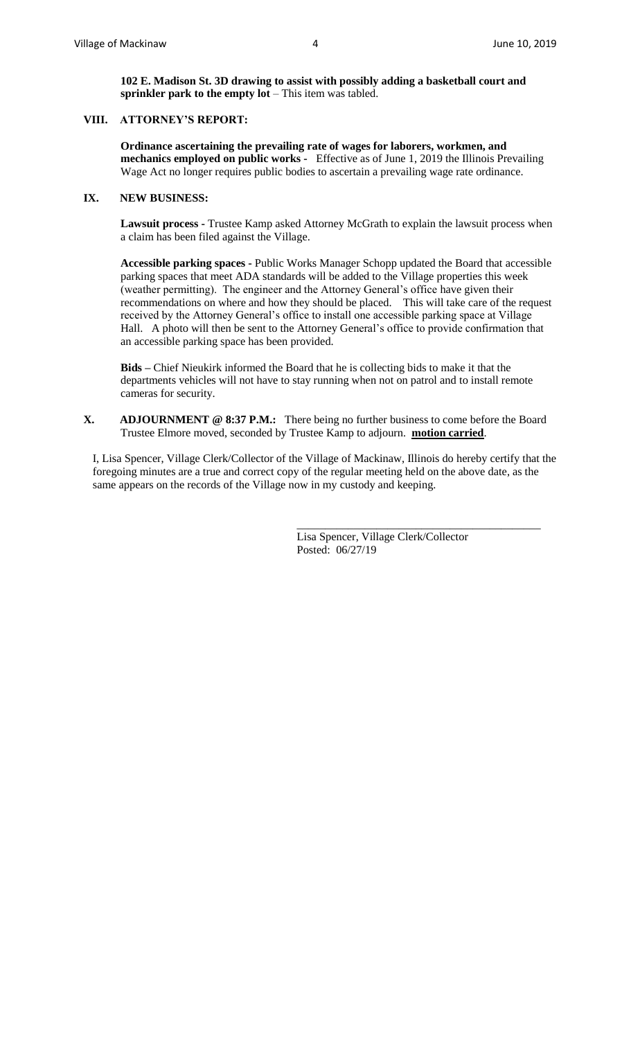**102 E. Madison St. 3D drawing to assist with possibly adding a basketball court and sprinkler park to the empty lot** – This item was tabled.

## VIII. ATTORNEY'S REPORT:

**Ordinance ascertaining the prevailing rate of wages for laborers, workmen, and mechanics employed on public works -** Effective as of June 1, 2019 the Illinois Prevailing Wage Act no longer requires public bodies to ascertain a prevailing wage rate ordinance.

## IX. NEW BUSINESS:

**Lawsuit process -** Trustee Kamp asked Attorney McGrath to explain the lawsuit process when a claim has been filed against the Village.

**Accessible parking spaces -** Public Works Manager Schopp updated the Board that accessible parking spaces that meet ADA standards will be added to the Village properties this week (weather permitting). The engineer and the Attorney General's office have given their recommendations on where and how they should be placed. This will take care of the request received by the Attorney General's office to install one accessible parking space at Village Hall. A photo will then be sent to the Attorney General's office to provide confirmation that an accessible parking space has been provided.

**Bids –** Chief Nieukirk informed the Board that he is collecting bids to make it that the departments vehicles will not have to stay running when not on patrol and to install remote cameras for security.

## X. ADJOURNMENT @ 8:37 P.M.:

There being no further business to come before the Board Trustee Elmore moved, seconded by Trustee Kamp to adjourn. **motion carried**.

I, Lisa Spencer, Village Clerk/Collector of the Village of Mackinaw, Illinois do hereby certify that the foregoing minutes are a true and correct copy of the regular meeting held on the above date, as the same appears on the records of the Village now in my custody and keeping.

\_\_\_\_\_\_\_\_\_\_\_\_\_\_\_\_\_\_\_\_\_\_\_\_\_\_\_\_\_\_\_\_\_\_\_\_\_\_\_\_\_\_

Lisa Spencer, Village Clerk/Collector
Posted: 06/27/19